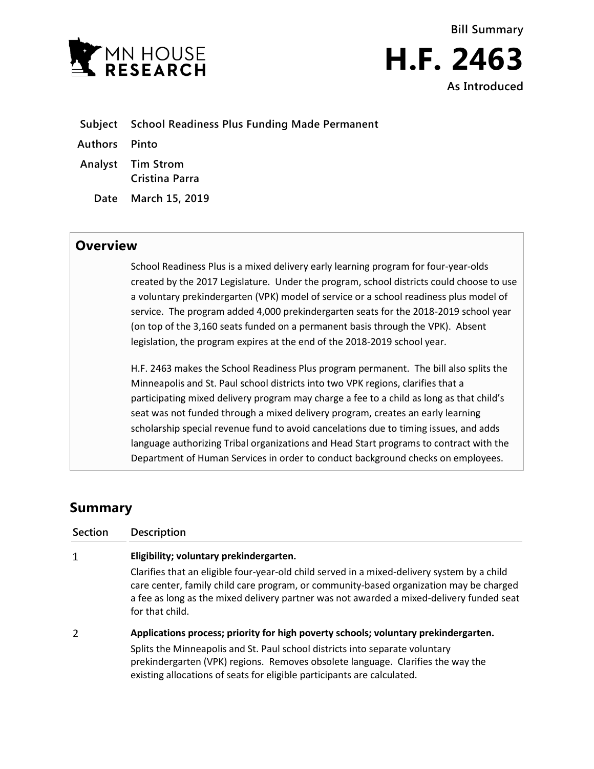MN HOUSE RESEARCH

**Bill Summary**

# H.F. 2463

**As Introduced**

| | |
|---|---|
| **Subject** | **School Readiness Plus Funding Made Permanent** |
| **Authors** | **Pinto** |
| **Analyst** | **Tim Strom**<br>**Cristina Parra** |
| **Date** | **March 15, 2019** |

## Overview

School Readiness Plus is a mixed delivery early learning program for four-year-olds created by the 2017 Legislature. Under the program, school districts could choose to use a voluntary prekindergarten (VPK) model of service or a school readiness plus model of service. The program added 4,000 prekindergarten seats for the 2018-2019 school year (on top of the 3,160 seats funded on a permanent basis through the VPK). Absent legislation, the program expires at the end of the 2018-2019 school year.

H.F. 2463 makes the School Readiness Plus program permanent. The bill also splits the Minneapolis and St. Paul school districts into two VPK regions, clarifies that a participating mixed delivery program may charge a fee to a child as long as that child's seat was not funded through a mixed delivery program, creates an early learning scholarship special revenue fund to avoid cancelations due to timing issues, and adds language authorizing Tribal organizations and Head Start programs to contract with the Department of Human Services in order to conduct background checks on employees.

## Summary

| Section | Description |
|---|---|
| 1 | **Eligibility; voluntary prekindergarten.**<br>Clarifies that an eligible four-year-old child served in a mixed-delivery system by a child care center, family child care program, or community-based organization may be charged a fee as long as the mixed delivery partner was not awarded a mixed-delivery funded seat for that child. |
| 2 | **Applications process; priority for high poverty schools; voluntary prekindergarten.**<br>Splits the Minneapolis and St. Paul school districts into separate voluntary prekindergarten (VPK) regions. Removes obsolete language. Clarifies the way the existing allocations of seats for eligible participants are calculated. |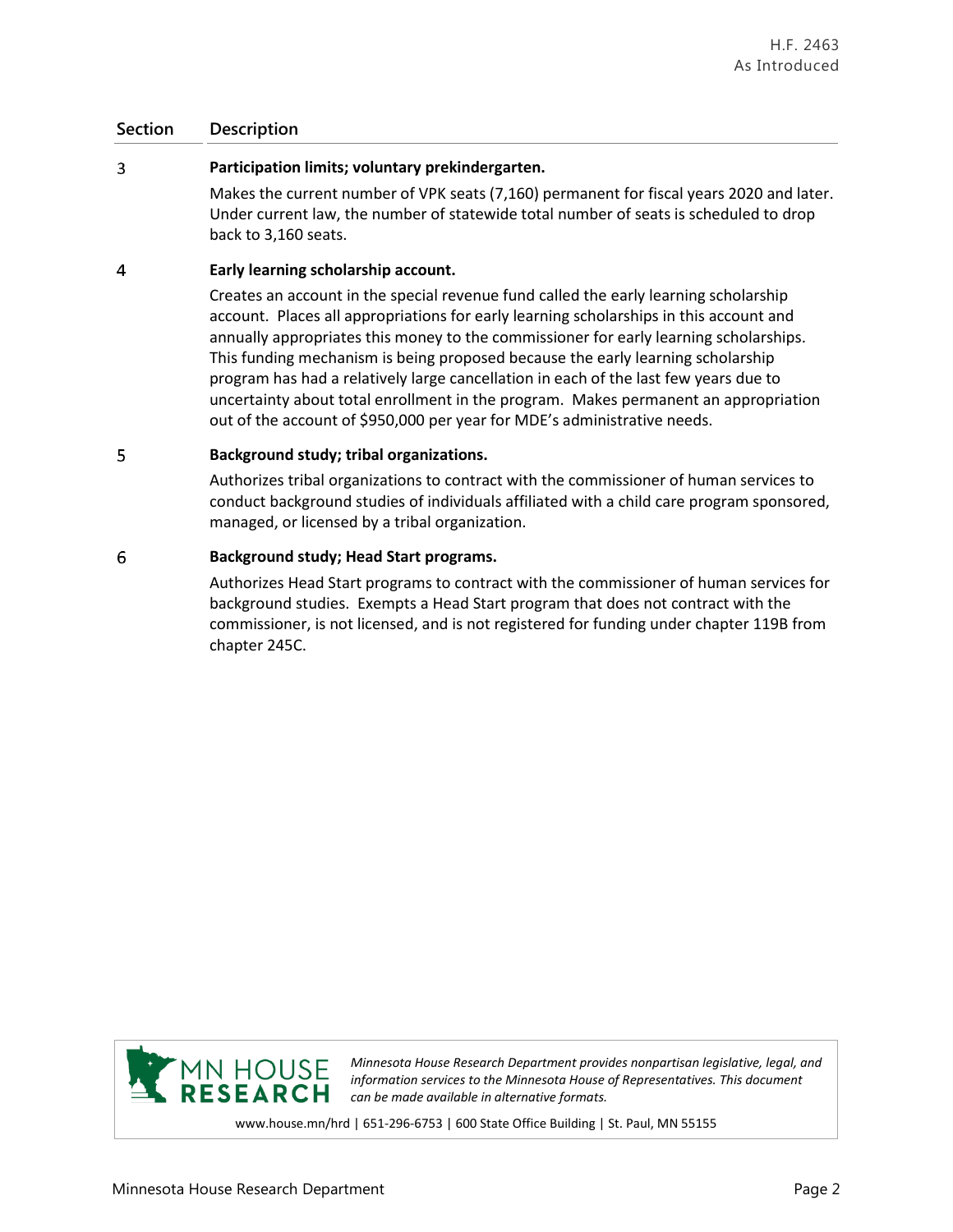| Section | Description |
|---|---|
| 3 | **Participation limits; voluntary prekindergarten.**<br>Makes the current number of VPK seats (7,160) permanent for fiscal years 2020 and later. Under current law, the number of statewide total number of seats is scheduled to drop back to 3,160 seats. |
| 4 | **Early learning scholarship account.**<br>Creates an account in the special revenue fund called the early learning scholarship account. Places all appropriations for early learning scholarships in this account and annually appropriates this money to the commissioner for early learning scholarships. This funding mechanism is being proposed because the early learning scholarship program has had a relatively large cancellation in each of the last few years due to uncertainty about total enrollment in the program. Makes permanent an appropriation out of the account of $950,000 per year for MDE's administrative needs. |
| 5 | **Background study; tribal organizations.**<br>Authorizes tribal organizations to contract with the commissioner of human services to conduct background studies of individuals affiliated with a child care program sponsored, managed, or licensed by a tribal organization. |
| 6 | **Background study; Head Start programs.**<br>Authorizes Head Start programs to contract with the commissioner of human services for background studies. Exempts a Head Start program that does not contract with the commissioner, is not licensed, and is not registered for funding under chapter 119B from chapter 245C. |

MN HOUSE RESEARCH

*Minnesota House Research Department provides nonpartisan legislative, legal, and information services to the Minnesota House of Representatives. This document can be made available in alternative formats.*

www.house.mn/hrd | 651-296-6753 | 600 State Office Building | St. Paul, MN 55155